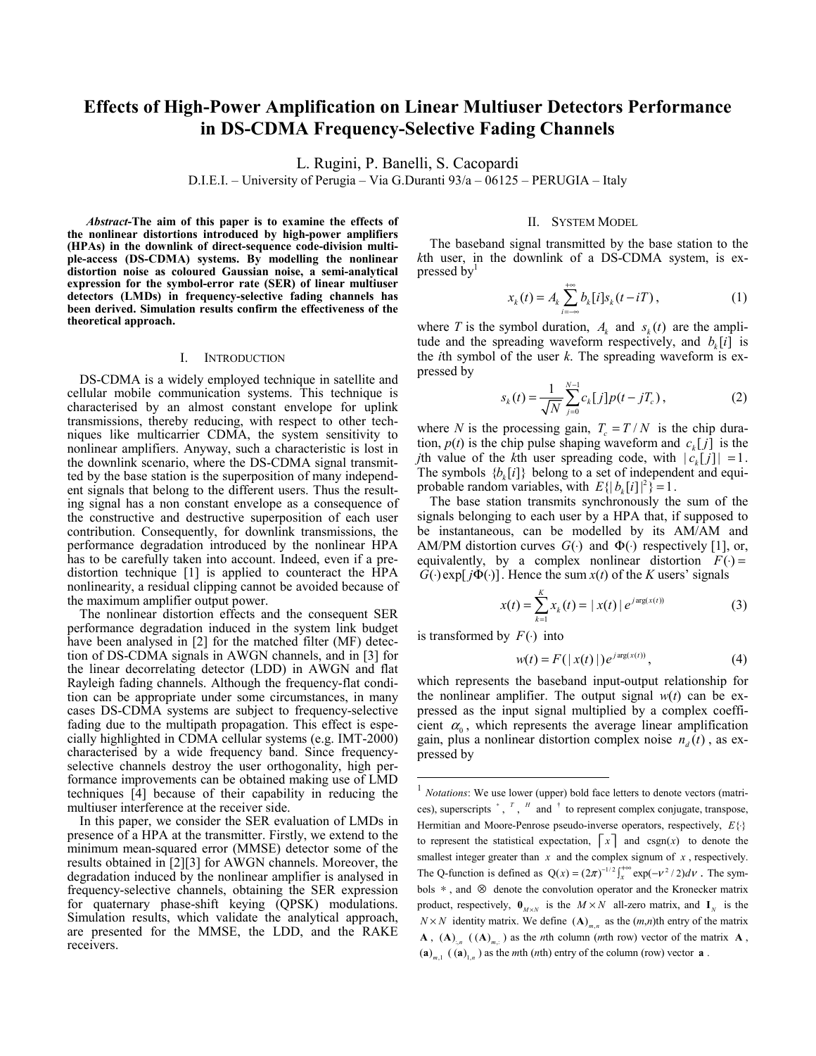# Effects of High-Power Amplification on Linear Multiuser Detectors Performance in DS-CDMA Frequency-Selective Fading Channels

L. Rugini, P. Banelli, S. Cacopardi

D.I.E.I. – University of Perugia – Via G.Duranti 93/a – 06125 – PERUGIA – Italy

***Abstract*-The aim of this paper is to examine the effects of the nonlinear distortions introduced by high-power amplifiers (HPAs) in the downlink of direct-sequence code-division multiple-access (DS-CDMA) systems. By modelling the nonlinear distortion noise as coloured Gaussian noise, a semi-analytical expression for the symbol-error rate (SER) of linear multiuser detectors (LMDs) in frequency-selective fading channels has been derived. Simulation results confirm the effectiveness of the theoretical approach.**

## I. Introduction

DS-CDMA is a widely employed technique in satellite and cellular mobile communication systems. This technique is characterised by an almost constant envelope for uplink transmissions, thereby reducing, with respect to other techniques like multicarrier CDMA, the system sensitivity to nonlinear amplifiers. Anyway, such a characteristic is lost in the downlink scenario, where the DS-CDMA signal transmitted by the base station is the superposition of many independent signals that belong to the different users. Thus the resulting signal has a non constant envelope as a consequence of the constructive and destructive superposition of each user contribution. Consequently, for downlink transmissions, the performance degradation introduced by the nonlinear HPA has to be carefully taken into account. Indeed, even if a predistortion technique [1] is applied to counteract the HPA nonlinearity, a residual clipping cannot be avoided because of the maximum amplifier output power.

The nonlinear distortion effects and the consequent SER performance degradation induced in the system link budget have been analysed in [2] for the matched filter (MF) detection of DS-CDMA signals in AWGN channels, and in [3] for the linear decorrelating detector (LDD) in AWGN and flat Rayleigh fading channels. Although the frequency-flat condition can be appropriate under some circumstances, in many cases DS-CDMA systems are subject to frequency-selective fading due to the multipath propagation. This effect is especially highlighted in CDMA cellular systems (e.g. IMT-2000) characterised by a wide frequency band. Since frequency-selective channels destroy the user orthogonality, high performance improvements can be obtained making use of LMD techniques [4] because of their capability in reducing the multiuser interference at the receiver side.

In this paper, we consider the SER evaluation of LMDs in presence of a HPA at the transmitter. Firstly, we extend to the minimum mean-squared error (MMSE) detector some of the results obtained in [2][3] for AWGN channels. Moreover, the degradation induced by the nonlinear amplifier is analysed in frequency-selective channels, obtaining the SER expression for quaternary phase-shift keying (QPSK) modulations. Simulation results, which validate the analytical approach, are presented for the MMSE, the LDD, and the RAKE receivers.

## II. System Model

The baseband signal transmitted by the base station to the $k$th user, in the downlink of a DS-CDMA system, is expressed by[1]

$$x_k(t) = A_k \sum_{i=-\infty}^{+\infty} b_k[i] s_k(t - iT), \tag{1}$$

where $T$ is the symbol duration, $A_k$ and $s_k(t)$ are the amplitude and the spreading waveform respectively, and $b_k[i]$ is the $i$th symbol of the user $k$. The spreading waveform is expressed by

$$s_k(t) = \frac{1}{\sqrt{N}} \sum_{j=0}^{N-1} c_k[j] p(t - jT_c), \tag{2}$$

where $N$ is the processing gain, $T_c = T/N$ is the chip duration, $p(t)$ is the chip pulse shaping waveform and $c_k[j]$ is the $j$th value of the $k$th user spreading code, with $|c_k[j]| = 1$. The symbols $\{b_k[i]\}$ belong to a set of independent and equiprobable random variables, with $E\{|b_k[i]|^2\} = 1$.

The base station transmits synchronously the sum of the signals belonging to each user by a HPA that, if supposed to be instantaneous, can be modelled by its AM/AM and AM/PM distortion curves $G(\cdot)$ and $\Phi(\cdot)$ respectively [1], or, equivalently, by a complex nonlinear distortion $F(\cdot) = G(\cdot)\exp[j\Phi(\cdot)]$. Hence the sum $x(t)$ of the $K$ users' signals

$$x(t) = \sum_{k=1}^{K} x_k(t) = |x(t)| e^{j\arg(x(t))} \tag{3}$$

is transformed by $F(\cdot)$ into

$$w(t) = F(|x(t)|) e^{j\arg(x(t))}, \tag{4}$$

which represents the baseband input-output relationship for the nonlinear amplifier. The output signal $w(t)$ can be expressed as the input signal multiplied by a complex coefficient $\alpha_0$, which represents the average linear amplification gain, plus a nonlinear distortion complex noise $n_d(t)$, as expressed by

---

[1] *Notations*: We use lower (upper) bold face letters to denote vectors (matrices), superscripts $^*$, $^T$, $^H$ and $^\dagger$ to represent complex conjugate, transpose, Hermitian and Moore-Penrose pseudo-inverse operators, respectively, $E\{\}$ to represent the statistical expectation, $\lceil x \rceil$ and csgn($x$) to denote the smallest integer greater than $x$ and the complex signum of $x$, respectively. The Q-function is defined as $Q(x) = (2\pi)^{-1/2} \int_x^{+\infty} \exp(-\nu^2/2) d\nu$. The symbols $*$, and $\otimes$ denote the convolution operator and the Kronecker matrix product, respectively, $\mathbf{0}_{M \times N}$ is the $M \times N$ all-zero matrix, and $\mathbf{I}_N$ is the $N \times N$ identity matrix. We define $(\mathbf{A})_{m,n}$ as the $(m,n)$th entry of the matrix $\mathbf{A}$, $(\mathbf{A})_{:,n}$ ($(\mathbf{A})_{m,:}$) as the $n$th column ($m$th row) vector of the matrix $\mathbf{A}$, $(\mathbf{a})_{m,1}$ ($(\mathbf{a})_{1,n}$) as the $m$th ($n$th) entry of the column (row) vector $\mathbf{a}$.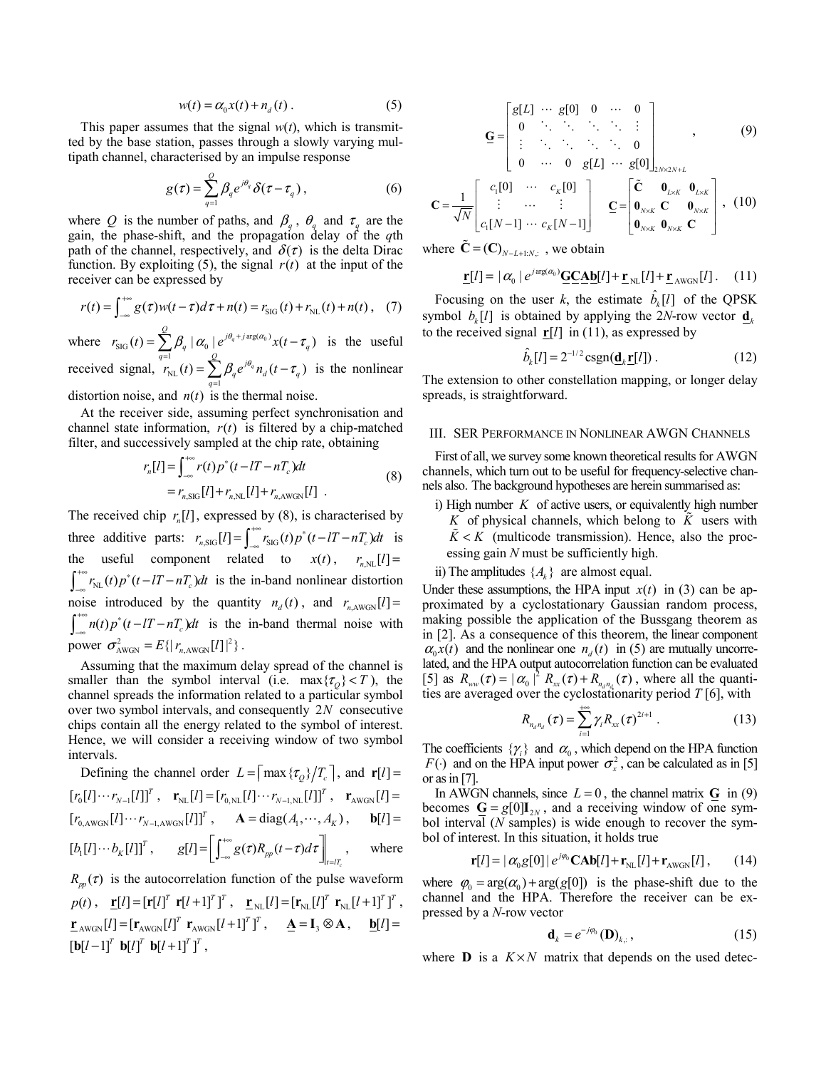$$w(t) = \alpha_0 x(t) + n_d(t) . \quad (5)$$

This paper assumes that the signal $w(t)$, which is transmitted by the base station, passes through a slowly varying multipath channel, characterised by an impulse response

$$g(\tau) = \sum_{q=1}^{Q} \beta_q e^{j\theta_q} \delta(\tau - \tau_q) , \quad (6)$$

where $Q$ is the number of paths, and $\beta_q$, $\theta_q$ and $\tau_q$ are the gain, the phase-shift, and the propagation delay of the $q$th path of the channel, respectively, and $\delta(\tau)$ is the delta Dirac function. By exploiting (5), the signal $r(t)$ at the input of the receiver can be expressed by

$$r(t) = \int_{-\infty}^{+\infty} g(\tau) w(t-\tau) d\tau + n(t) = r_{\text{SIG}}(t) + r_{\text{NL}}(t) + n(t) , \quad (7)$$

where $r_{\text{SIG}}(t) = \sum_{q=1}^{Q} \beta_q |\alpha_0| e^{j\theta_q + j\arg(\alpha_0)} x(t-\tau_q)$ is the useful received signal, $r_{\text{NL}}(t) = \sum_{q=1}^{Q} \beta_q e^{j\theta_q} n_d(t-\tau_q)$ is the nonlinear distortion noise, and $n(t)$ is the thermal noise.

At the receiver side, assuming perfect synchronisation and channel state information, $r(t)$ is filtered by a chip-matched filter, and successively sampled at the chip rate, obtaining

$$\begin{aligned} r_n[l] &= \int_{-\infty}^{+\infty} r(t) p^*(t - lT - nT_c) dt \\ &= r_{n,\text{SIG}}[l] + r_{n,\text{NL}}[l] + r_{n,\text{AWGN}}[l] \ . \end{aligned} \quad (8)$$

The received chip $r_n[l]$, expressed by (8), is characterised by three additive parts: $r_{n,\text{SIG}}[l] = \int_{-\infty}^{+\infty} r_{\text{SIG}}(t) p^*(t - lT - nT_c) dt$ is the useful component related to $x(t)$, $r_{n,\text{NL}}[l] = \int_{-\infty}^{+\infty} r_{\text{NL}}(t) p^*(t - lT - nT_c) dt$ is the in-band nonlinear distortion noise introduced by the quantity $n_d(t)$, and $r_{n,\text{AWGN}}[l] = \int_{-\infty}^{+\infty} n(t) p^*(t - lT - nT_c) dt$ is the in-band thermal noise with power $\sigma_{\text{AWGN}}^2 = E\{|r_{n,\text{AWGN}}[l]|^2\}$.

Assuming that the maximum delay spread of the channel is smaller than the symbol interval (i.e. $\max\{\tau_Q\} < T$), the channel spreads the information related to a particular symbol over two symbol intervals, and consequently $2N$ consecutive chips contain all the energy related to the symbol of interest. Hence, we will consider a receiving window of two symbol intervals.

Defining the channel order $L = \lceil \max\{\tau_Q\} / T_c \rceil$, and $\mathbf{r}[l] = [r_0[l] \cdots r_{N-1}[l]]^T$, $\mathbf{r}_{\text{NL}}[l] = [r_{0,\text{NL}}[l] \cdots r_{N-1,\text{NL}}[l]]^T$, $\mathbf{r}_{\text{AWGN}}[l] = [r_{0,\text{AWGN}}[l] \cdots r_{N-1,\text{AWGN}}[l]]^T$, $\mathbf{A} = \text{diag}(A_1, \cdots, A_K)$, $\mathbf{b}[l] = [b_1[l] \cdots b_K[l]]^T$, $g[l] = \left[ \int_{-\infty}^{+\infty} g(\tau) R_{pp}(t-\tau) d\tau \right]_{t=lT_c}$, where $R_{pp}(\tau)$ is the autocorrelation function of the pulse waveform $p(t)$, $\underline{\mathbf{r}}[l] = [\mathbf{r}[l]^T \ \mathbf{r}[l+1]^T]^T$, $\underline{\mathbf{r}}_{\text{NL}}[l] = [\mathbf{r}_{\text{NL}}[l]^T \ \mathbf{r}_{\text{NL}}[l+1]^T]^T$, $\underline{\mathbf{r}}_{\text{AWGN}}[l] = [\mathbf{r}_{\text{AWGN}}[l]^T \ \mathbf{r}_{\text{AWGN}}[l+1]^T]^T$, $\underline{\mathbf{A}} = \mathbf{I}_3 \otimes \mathbf{A}$, $\underline{\mathbf{b}}[l] = [\mathbf{b}[l-1]^T \ \mathbf{b}[l]^T \ \mathbf{b}[l+1]^T]^T$,

$$\underline{\mathbf{G}} = \begin{bmatrix} g[L] & \cdots & g[0] & 0 & \cdots & 0 \\ 0 & \ddots & \ddots & \ddots & \ddots & \vdots \\ \vdots & \ddots & \ddots & \ddots & \ddots & 0 \\ 0 & \cdots & 0 & g[L] & \cdots & g[0] \end{bmatrix}_{2N \times 2N+L} , \quad (9)$$

$$\mathbf{C} = \frac{1}{\sqrt{N}} \begin{bmatrix} c_1[0] & \cdots & c_K[0] \\ \vdots & \cdots & \vdots \\ c_1[N-1] & \cdots & c_K[N-1] \end{bmatrix} \quad \underline{\mathbf{C}} = \begin{bmatrix} \tilde{\mathbf{C}} & \mathbf{0}_{L \times K} & \mathbf{0}_{L \times K} \\ \mathbf{0}_{N \times K} & \mathbf{C} & \mathbf{0}_{N \times K} \\ \mathbf{0}_{N \times K} & \mathbf{0}_{N \times K} & \mathbf{C} \end{bmatrix} , \quad (10)$$

where $\tilde{\mathbf{C}} = (\mathbf{C})_{N-L+1:N,:}$ , we obtain

$$\underline{\mathbf{r}}[l] = |\alpha_0| e^{j\arg(\alpha_0)} \underline{\mathbf{G}} \underline{\mathbf{C}} \underline{\mathbf{A}} \underline{\mathbf{b}}[l] + \underline{\mathbf{r}}_{\text{NL}}[l] + \underline{\mathbf{r}}_{\text{AWGN}}[l] . \quad (11)$$

Focusing on the user $k$, the estimate $\hat{b}_k[l]$ of the QPSK symbol $b_k[l]$ is obtained by applying the $2N$-row vector $\underline{\mathbf{d}}_k$ to the received signal $\underline{\mathbf{r}}[l]$ in (11), as expressed by

$$\hat{b}_k[l] = 2^{-1/2} \operatorname{csgn}(\underline{\mathbf{d}}_k \underline{\mathbf{r}}[l]) . \quad (12)$$

The extension to other constellation mapping, or longer delay spreads, is straightforward.

## III. SER Performance in Nonlinear AWGN Channels

First of all, we survey some known theoretical results for AWGN channels, which turn out to be useful for frequency-selective channels also. The background hypotheses are herein summarised as:

i) High number $K$ of active users, or equivalently high number $K$ of physical channels, which belong to $\tilde{K}$ users with $\tilde{K} < K$ (multicode transmission). Hence, also the processing gain $N$ must be sufficiently high.

ii) The amplitudes $\{A_k\}$ are almost equal.

Under these assumptions, the HPA input $x(t)$ in (3) can be approximated by a cyclostationary Gaussian random process, making possible the application of the Bussgang theorem as in [2]. As a consequence of this theorem, the linear component $\alpha_0 x(t)$ and the nonlinear one $n_d(t)$ in (5) are mutually uncorrelated, and the HPA output autocorrelation function can be evaluated [5] as $R_{ww}(\tau) = |\alpha_0|^2 R_{xx}(\tau) + R_{n_d n_d}(\tau)$, where all the quantities are averaged over the cyclostationarity period $T$ [6], with

$$R_{n_d n_d}(\tau) = \sum_{i=1}^{+\infty} \gamma_i R_{xx}(\tau)^{2i+1} . \quad (13)$$

The coefficients $\{\gamma_i\}$ and $\alpha_0$, which depend on the HPA function $F(\cdot)$ and on the HPA input power $\sigma_x^2$, can be calculated as in [5] or as in [7].

In AWGN channels, since $L = 0$, the channel matrix $\underline{\mathbf{G}}$ in (9) becomes $\underline{\mathbf{G}} = g[0]\mathbf{I}_{2N}$, and a receiving window of one symbol interval ($N$ samples) is wide enough to recover the symbol of interest. In this situation, it holds true

$$\mathbf{r}[l] = |\alpha_0 g[0]| e^{j\varphi_0} \mathbf{C} \mathbf{A} \mathbf{b}[l] + \mathbf{r}_{\text{NL}}[l] + \mathbf{r}_{\text{AWGN}}[l] , \quad (14)$$

where $\varphi_0 = \arg(\alpha_0) + \arg(g[0])$ is the phase-shift due to the channel and the HPA. Therefore the receiver can be expressed by a $N$-row vector

$$\mathbf{d}_k = e^{-j\varphi_0} (\mathbf{D})_{k,:} , \quad (15)$$

where $\mathbf{D}$ is a $K \times N$ matrix that depends on the used detec-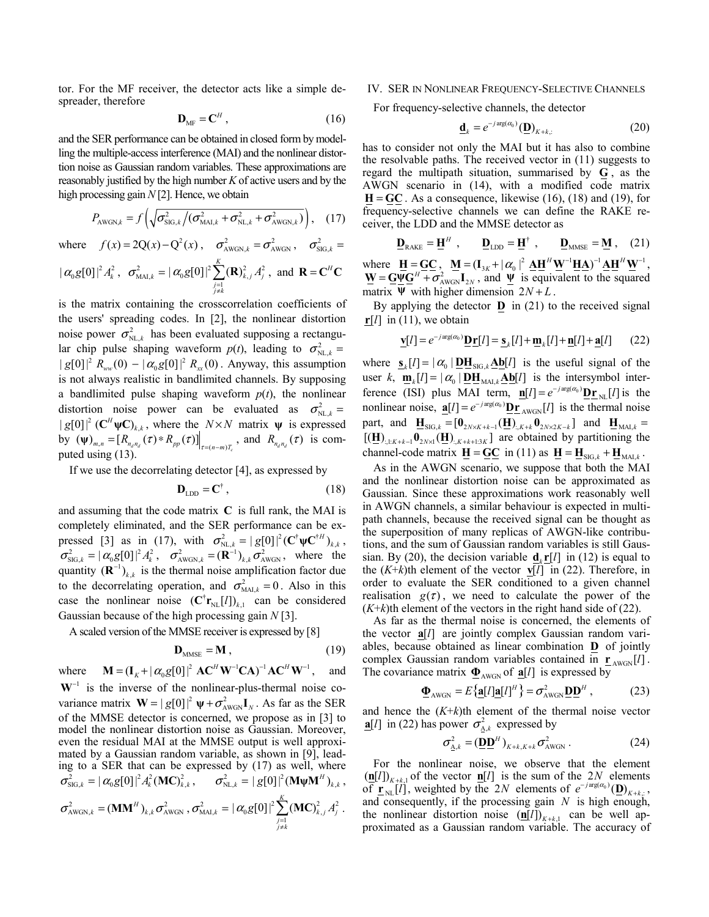tor. For the MF receiver, the detector acts like a simple de-spreader, therefore

$$\mathbf{D}_{\text{MF}} = \mathbf{C}^H , \tag{16}$$

and the SER performance can be obtained in closed form by modelling the multiple-access interference (MAI) and the nonlinear distortion noise as Gaussian random variables. These approximations are reasonably justified by the high number $K$ of active users and by the high processing gain $N$ [2]. Hence, we obtain

$$P_{\text{AWGN},k} = f\left(\sqrt{\sigma^2_{\text{SIG},k} \big/ (\sigma^2_{\text{MAI},k} + \sigma^2_{\text{NL},k} + \sigma^2_{\text{AWGN},k})}\right), \tag{17}$$

where $f(x) = 2\text{Q}(x) - \text{Q}^2(x)$, $\sigma^2_{\text{AWGN},k} = \sigma^2_{\text{AWGN}}$, $\sigma^2_{\text{SIG},k} = |\alpha_0 g[0]|^2 A_k^2$, $\sigma^2_{\text{MAI},k} = |\alpha_0 g[0]|^2 \sum_{\substack{j=1 \\ j\neq k}}^{K} (\mathbf{R})^2_{k,j} A_j^2$, and $\mathbf{R} = \mathbf{C}^H\mathbf{C}$ is the matrix containing the crosscorrelation coefficients of the users' spreading codes. In [2], the nonlinear distortion noise power $\sigma^2_{\text{NL},k}$ has been evaluated supposing a rectangular chip pulse shaping waveform $p(t)$, leading to $\sigma^2_{\text{NL},k} = |g[0]|^2 R_{ww}(0) - |\alpha_0 g[0]|^2 R_{xx}(0)$. Anyway, this assumption is not always realistic in bandlimited channels. By supposing a bandlimited pulse shaping waveform $p(t)$, the nonlinear distortion noise power can be evaluated as $\sigma^2_{\text{NL},k} = |g[0]|^2 (\mathbf{C}^H \boldsymbol{\psi} \mathbf{C})_{k,k}$, where the $N\times N$ matrix $\boldsymbol{\psi}$ is expressed by $(\boldsymbol{\psi})_{m,n} = [R_{n_d n_d}(\tau) * R_{pp}(\tau)]\big|_{\tau=(n-m)T_c}$, and $R_{n_d n_d}(\tau)$ is computed using (13).

If we use the decorrelating detector [4], as expressed by

$$\mathbf{D}_{\text{LDD}} = \mathbf{C}^{\dagger} , \tag{18}$$

and assuming that the code matrix $\mathbf{C}$ is full rank, the MAI is completely eliminated, and the SER performance can be expressed [3] as in (17), with $\sigma^2_{\text{NL},k} = |g[0]|^2 (\mathbf{C}^{\dagger} \boldsymbol{\psi} \mathbf{C}^{\dagger H})_{k,k}$, $\sigma^2_{\text{SIG},k} = |\alpha_0 g[0]|^2 A_k^2$, $\sigma^2_{\text{AWGN},k} = (\mathbf{R}^{-1})_{k,k} \sigma^2_{\text{AWGN}}$, where the quantity $(\mathbf{R}^{-1})_{k,k}$ is the thermal noise amplification factor due to the decorrelating operation, and $\sigma^2_{\text{MAI},k} = 0$. Also in this case the nonlinear noise $(\mathbf{C}^{\dagger}\mathbf{r}_{\text{NL}}[l])_{k,1}$ can be considered Gaussian because of the high processing gain $N$ [3].

A scaled version of the MMSE receiver is expressed by [8]

$$\mathbf{D}_{\text{MMSE}} = \mathbf{M} , \tag{19}$$

where $\mathbf{M} = (\mathbf{I}_K + |\alpha_0 g[0]|^2 \mathbf{A}\mathbf{C}^H \mathbf{W}^{-1} \mathbf{C}\mathbf{A})^{-1} \mathbf{A}\mathbf{C}^H \mathbf{W}^{-1}$, and $\mathbf{W}^{-1}$ is the inverse of the nonlinear-plus-thermal noise covariance matrix $\mathbf{W} = |g[0]|^2 \boldsymbol{\psi} + \sigma^2_{\text{AWGN}} \mathbf{I}_N$. As far as the SER of the MMSE detector is concerned, we propose as in [3] to model the nonlinear distortion noise as Gaussian. Moreover, even the residual MAI at the MMSE output is well approximated by a Gaussian random variable, as shown in [9], leading to a SER that can be expressed by (17) as well, where $\sigma^2_{\text{SIG},k} = |\alpha_0 g[0]|^2 A_k^2 (\mathbf{MC})^2_{k,k}$, $\sigma^2_{\text{NL},k} = |g[0]|^2 (\mathbf{M}\boldsymbol{\psi}\mathbf{M}^H)_{k,k}$, $\sigma^2_{\text{AWGN},k} = (\mathbf{M}\mathbf{M}^H)_{k,k} \sigma^2_{\text{AWGN}}$, $\sigma^2_{\text{MAI},k} = |\alpha_0 g[0]|^2 \sum_{\substack{j=1 \\ j\neq k}}^{K} (\mathbf{MC})^2_{k,j} A_j^2$.

## IV. SER in Nonlinear Frequency-Selective Channels

For frequency-selective channels, the detector

$$\underline{\mathbf{d}}_k = e^{-j\arg(\alpha_0)} (\underline{\mathbf{D}})_{K+k,:} \tag{20}$$

has to consider not only the MAI but it has also to combine the resolvable paths. The received vector in (11) suggests to regard the multipath situation, summarised by $\underline{\mathbf{G}}$, as the AWGN scenario in (14), with a modified code matrix $\underline{\mathbf{H}} = \underline{\mathbf{G}}\underline{\mathbf{C}}$. As a consequence, likewise (16), (18) and (19), for frequency-selective channels we can define the RAKE receiver, the LDD and the MMSE detector as

$$\underline{\mathbf{D}}_{\text{RAKE}} = \underline{\mathbf{H}}^H , \qquad \underline{\mathbf{D}}_{\text{LDD}} = \underline{\mathbf{H}}^{\dagger} , \qquad \underline{\mathbf{D}}_{\text{MMSE}} = \underline{\mathbf{M}} , \tag{21}$$

where $\underline{\mathbf{H}} = \underline{\mathbf{G}}\underline{\mathbf{C}}$, $\underline{\mathbf{M}} = (\mathbf{I}_{3K} + |\alpha_0|^2 \underline{\mathbf{A}}\underline{\mathbf{H}}^H \underline{\mathbf{W}}^{-1} \underline{\mathbf{H}}\underline{\mathbf{A}})^{-1} \underline{\mathbf{A}}\underline{\mathbf{H}}^H \underline{\mathbf{W}}^{-1}$, $\underline{\mathbf{W}} = \underline{\mathbf{G}}\underline{\boldsymbol{\psi}}\underline{\mathbf{G}}^H + \sigma^2_{\text{AWGN}} \mathbf{I}_{2N}$, and $\underline{\boldsymbol{\psi}}$ is equivalent to the squared matrix $\boldsymbol{\psi}$ with higher dimension $2N+L$.

By applying the detector $\underline{\mathbf{D}}$ in (21) to the received signal $\underline{\mathbf{r}}[l]$ in (11), we obtain

$$\underline{\mathbf{v}}[l] = e^{-j\arg(\alpha_0)} \underline{\mathbf{D}}\underline{\mathbf{r}}[l] = \underline{\mathbf{s}}_k[l] + \underline{\mathbf{m}}_k[l] + \underline{\mathbf{n}}[l] + \underline{\mathbf{a}}[l] \tag{22}$$

where $\underline{\mathbf{s}}_k[l] = |\alpha_0| \underline{\mathbf{D}}\underline{\mathbf{H}}_{\text{SIG},k} \underline{\mathbf{A}}\underline{\mathbf{b}}[l]$ is the useful signal of the user $k$, $\underline{\mathbf{m}}_k[l] = |\alpha_0| \underline{\mathbf{D}}\underline{\mathbf{H}}_{\text{MAI},k} \underline{\mathbf{A}}\underline{\mathbf{b}}[l]$ is the intersymbol interference (ISI) plus MAI term, $\underline{\mathbf{n}}[l] = e^{-j\arg(\alpha_0)} \underline{\mathbf{D}}\underline{\mathbf{r}}_{\text{NL}}[l]$ is the nonlinear noise, $\underline{\mathbf{a}}[l] = e^{-j\arg(\alpha_0)} \underline{\mathbf{D}}\underline{\mathbf{r}}_{\text{AWGN}}[l]$ is the thermal noise part, and $\underline{\mathbf{H}}_{\text{SIG},k} = [\mathbf{0}_{2N\times K+k-1} (\underline{\mathbf{H}})_{:,K+k} \mathbf{0}_{2N\times 2K-k}]$ and $\underline{\mathbf{H}}_{\text{MAI},k} = [(\underline{\mathbf{H}})_{:,1:K+k-1} \mathbf{0}_{2N\times 1} (\underline{\mathbf{H}})_{:,K+k+1:3K}]$ are obtained by partitioning the channel-code matrix $\underline{\mathbf{H}} = \underline{\mathbf{G}}\underline{\mathbf{C}}$ in (11) as $\underline{\mathbf{H}} = \underline{\mathbf{H}}_{\text{SIG},k} + \underline{\mathbf{H}}_{\text{MAI},k}$.

As in the AWGN scenario, we suppose that both the MAI and the nonlinear distortion noise can be approximated as Gaussian. Since these approximations work reasonably well in AWGN channels, a similar behaviour is expected in multipath channels, because the received signal can be thought as the superposition of many replicas of AWGN-like contributions, and the sum of Gaussian random variables is still Gaussian. By (20), the decision variable $\underline{\mathbf{d}}_k \underline{\mathbf{r}}[l]$ in (12) is equal to the $(K+k)$th element of the vector $\underline{\mathbf{v}}[l]$ in (22). Therefore, in order to evaluate the SER conditioned to a given channel realisation $g(\tau)$, we need to calculate the power of the $(K+k)$th element of the vectors in the right hand side of (22).

As far as the thermal noise is concerned, the elements of the vector $\underline{\mathbf{a}}[l]$ are jointly complex Gaussian random variables, because obtained as linear combination $\underline{\mathbf{D}}$ of jointly complex Gaussian random variables contained in $\underline{\mathbf{r}}_{\text{AWGN}}[l]$. The covariance matrix $\underline{\boldsymbol{\Phi}}_{\text{AWGN}}$ of $\underline{\mathbf{a}}[l]$ is expressed by

$$\underline{\boldsymbol{\Phi}}_{\text{AWGN}} = E\{\underline{\mathbf{a}}[l]\underline{\mathbf{a}}[l]^H\} = \sigma^2_{\text{AWGN}} \underline{\mathbf{D}}\underline{\mathbf{D}}^H , \tag{23}$$

and hence the $(K+k)$th element of the thermal noise vector $\underline{\mathbf{a}}[l]$ in (22) has power $\sigma^2_{\underline{\text{A}},k}$ expressed by

$$\sigma^2_{\underline{\text{A}},k} = (\underline{\mathbf{D}}\underline{\mathbf{D}}^H)_{K+k,K+k} \sigma^2_{\text{AWGN}} . \tag{24}$$

For the nonlinear noise, we observe that the element $(\underline{\mathbf{n}}[l])_{K+k,1}$ of the vector $\underline{\mathbf{n}}[l]$ is the sum of the $2N$ elements of $\underline{\mathbf{r}}_{\text{NL}}[l]$, weighted by the $2N$ elements of $e^{-j\arg(\alpha_0)}(\underline{\mathbf{D}})_{K+k,:}$, and consequently, if the processing gain $N$ is high enough, the nonlinear distortion noise $(\underline{\mathbf{n}}[l])_{K+k,1}$ can be well approximated as a Gaussian random variable. The accuracy of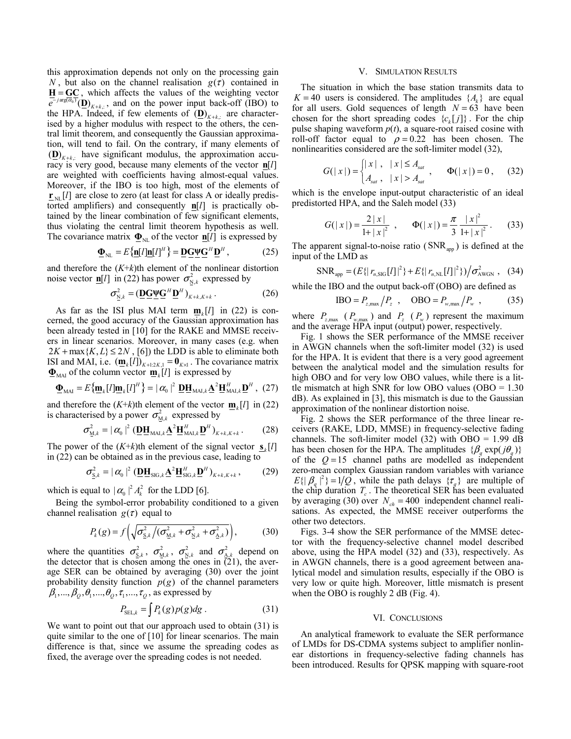this approximation depends not only on the processing gain $N$, but also on the channel realisation $g(\tau)$ contained in $\underline{\mathbf{H}} = \mathbf{GC}$, which affects the values of the weighting vector $e^{-j\arg(\alpha_0)}(\underline{\mathbf{D}})_{K+k,:}$, and on the power input back-off (IBO) to the HPA. Indeed, if few elements of $(\underline{\mathbf{D}})_{K+k,:}$ are characterised by a higher modulus with respect to the others, the central limit theorem, and consequently the Gaussian approximation, will tend to fail. On the contrary, if many elements of $(\underline{\mathbf{D}})_{K+k,:}$ have significant modulus, the approximation accuracy is very good, because many elements of the vector $\underline{\mathbf{n}}[l]$ are weighted with coefficients having almost-equal values. Moreover, if the IBO is too high, most of the elements of $\underline{\mathbf{r}}_{\mathrm{NL}}[l]$ are close to zero (at least for class A or ideally predistorted amplifiers) and consequently $\underline{\mathbf{n}}[l]$ is practically obtained by the linear combination of few significant elements, thus violating the central limit theorem hypothesis as well. The covariance matrix $\underline{\mathbf{\Phi}}_{\mathrm{NL}}$ of the vector $\underline{\mathbf{n}}[l]$ is expressed by

$$\underline{\mathbf{\Phi}}_{\mathrm{NL}} = E\{\underline{\mathbf{n}}[l]\underline{\mathbf{n}}[l]^H\} = \underline{\mathbf{D}}\mathbf{G}\mathbf{\Psi}\mathbf{G}^H\underline{\mathbf{D}}^H, \tag{25}$$

and therefore the $(K+k)$th element of the nonlinear distortion noise vector $\underline{\mathbf{n}}[l]$ in (22) has power $\sigma^2_{\underline{\mathrm{N}},k}$ expressed by

$$\sigma^2_{\underline{\mathrm{N}},k} = (\underline{\mathbf{D}}\mathbf{G}\mathbf{\Psi}\mathbf{G}^H\underline{\mathbf{D}}^H)_{K+k,K+k}. \tag{26}$$

As far as the ISI plus MAI term $\underline{\mathbf{m}}_k[l]$ in (22) is concerned, the good accuracy of the Gaussian approximation has been already tested in [10] for the RAKE and MMSE receivers in linear scenarios. Moreover, in many cases (e.g. when $2K + \max\{K, L\} \le 2N$, [6]) the LDD is able to eliminate both ISI and MAI, i.e. $(\underline{\mathbf{m}}_k[l])_{K+1:2K,1} = \mathbf{0}_{K\times 1}$. The covariance matrix $\underline{\mathbf{\Phi}}_{\mathrm{MAI}}$ of the column vector $\underline{\mathbf{m}}_k[l]$ is expressed by

$$\underline{\mathbf{\Phi}}_{\mathrm{MAI}} = E\{\underline{\mathbf{m}}_k[l]\underline{\mathbf{m}}_k[l]^H\} = |\alpha_0|^2\ \underline{\mathbf{D}}\underline{\mathbf{H}}_{\mathrm{MAI},k}\underline{\mathbf{A}}^2\underline{\mathbf{H}}^H_{\mathrm{MAI},k}\underline{\mathbf{D}}^H, \tag{27}$$

and therefore the $(K+k)$th element of the vector $\underline{\mathbf{m}}_k[l]$ in (22) is characterised by a power $\sigma^2_{\underline{\mathrm{M}},k}$ expressed by

$$\sigma^2_{\underline{\mathrm{M}},k} = |\alpha_0|^2\ (\underline{\mathbf{D}}\underline{\mathbf{H}}_{\mathrm{MAI},k}\underline{\mathbf{A}}^2\underline{\mathbf{H}}^H_{\mathrm{MAI},k}\underline{\mathbf{D}}^H)_{K+k,K+k}. \tag{28}$$

The power of the $(K+k)$th element of the signal vector $\underline{\mathbf{s}}_k[l]$ in (22) can be obtained as in the previous case, leading to

$$\sigma^2_{\underline{\mathrm{S}},k} = |\alpha_0|^2\ (\underline{\mathbf{D}}\underline{\mathbf{H}}_{\mathrm{SIG},k}\underline{\mathbf{A}}^2\underline{\mathbf{H}}^H_{\mathrm{SIG},k}\underline{\mathbf{D}}^H)_{K+k,K+k}, \tag{29}$$

which is equal to $|\alpha_0|^2 A_k^2$ for the LDD [6].

Being the symbol-error probability conditioned to a given channel realisation $g(\tau)$ equal to

$$P_k(g) = f\left(\sqrt{\sigma^2_{\underline{\mathrm{S}},k}\big/(\sigma^2_{\underline{\mathrm{M}},k} + \sigma^2_{\underline{\mathrm{N}},k} + \sigma^2_{\underline{\mathrm{A}},k})}\right), \tag{30}$$

where the quantities $\sigma^2_{\underline{\mathrm{S}},k}$, $\sigma^2_{\underline{\mathrm{M}},k}$, $\sigma^2_{\underline{\mathrm{N}},k}$ and $\sigma^2_{\underline{\mathrm{A}},k}$ depend on the detector that is chosen among the ones in (21), the average SER can be obtained by averaging (30) over the joint probability density function $p(g)$ of the channel parameters $\beta_1,...,\beta_Q,\theta_1,...,\theta_Q,\tau_1,...,\tau_Q$, as expressed by

$$P_{\mathrm{SEL},k} = \int P_k(g)p(g)dg. \tag{31}$$

We want to point out that our approach used to obtain (31) is quite similar to the one of [10] for linear scenarios. The main difference is that, since we assume the spreading codes as fixed, the average over the spreading codes is not needed.

## V. Simulation Results

The situation in which the base station transmits data to $K = 40$ users is considered. The amplitudes $\{A_k\}$ are equal for all users. Gold sequences of length $N = 63$ have been chosen for the short spreading codes $\{c_k[j]\}$. For the chip pulse shaping waveform $p(t)$, a square-root raised cosine with roll-off factor equal to $\rho = 0.22$ has been chosen. The nonlinearities considered are the soft-limiter model (32),

$$G(|x|) = \begin{cases} |x|, & |x| \le A_{sat} \\ A_{sat}, & |x| > A_{sat} \end{cases}, \qquad \Phi(|x|) = 0, \tag{32}$$

which is the envelope input-output characteristic of an ideal predistorted HPA, and the Saleh model (33)

$$G(|x|) = \frac{2|x|}{1+|x|^2}, \qquad \Phi(|x|) = \frac{\pi}{3}\frac{|x|^2}{1+|x|^2}. \tag{33}$$

The apparent signal-to-noise ratio ($\mathrm{SNR}_{\mathrm{app}}$) is defined at the input of the LMD as

$$\mathrm{SNR}_{\mathrm{app}} = (E\{|r_{n,\mathrm{SIG}}[l]|^2\} + E\{|r_{n,\mathrm{NL}}[l]|^2\})\big/\sigma^2_{\mathrm{AWGN}}, \tag{34}$$

while the IBO and the output back-off (OBO) are defined as

$$\mathrm{IBO} = P_{z,\max}\big/P_z, \quad \mathrm{OBO} = P_{w,\max}\big/P_w, \tag{35}$$

where $P_{z,\max}$ ($P_{w,\max}$) and $P_z$ ($P_w$) represent the maximum and the average HPA input (output) power, respectively.

Fig. 1 shows the SER performance of the MMSE receiver in AWGN channels when the soft-limiter model (32) is used for the HPA. It is evident that there is a very good agreement between the analytical model and the simulation results for high OBO and for very low OBO values, while there is a little mismatch at high SNR for low OBO values (OBO = 1.30 dB). As explained in [3], this mismatch is due to the Gaussian approximation of the nonlinear distortion noise.

Fig. 2 shows the SER performance of the three linear receivers (RAKE, LDD, MMSE) in frequency-selective fading channels. The soft-limiter model (32) with OBO = 1.99 dB has been chosen for the HPA. The amplitudes $\{\beta_q \exp(j\theta_q)\}$ of the $Q = 15$ channel paths are modelled as independent zero-mean complex Gaussian random variables with variance $E\{|\beta_q|^2\} = 1/Q$, while the path delays $\{\tau_q\}$ are multiple of the chip duration $T_c$. The theoretical SER has been evaluated by averaging (30) over $N_{ch} = 400$ independent channel realisations. As expected, the MMSE receiver outperforms the other two detectors.

Figs. 3-4 show the SER performance of the MMSE detector with the frequency-selective channel model described above, using the HPA model (32) and (33), respectively. As in AWGN channels, there is a good agreement between analytical model and simulation results, especially if the OBO is very low or quite high. Moreover, little mismatch is present when the OBO is roughly 2 dB (Fig. 4).

## VI. Conclusions

An analytical framework to evaluate the SER performance of LMDs for DS-CDMA systems subject to amplifier nonlinear distortions in frequency-selective fading channels has been introduced. Results for QPSK mapping with square-root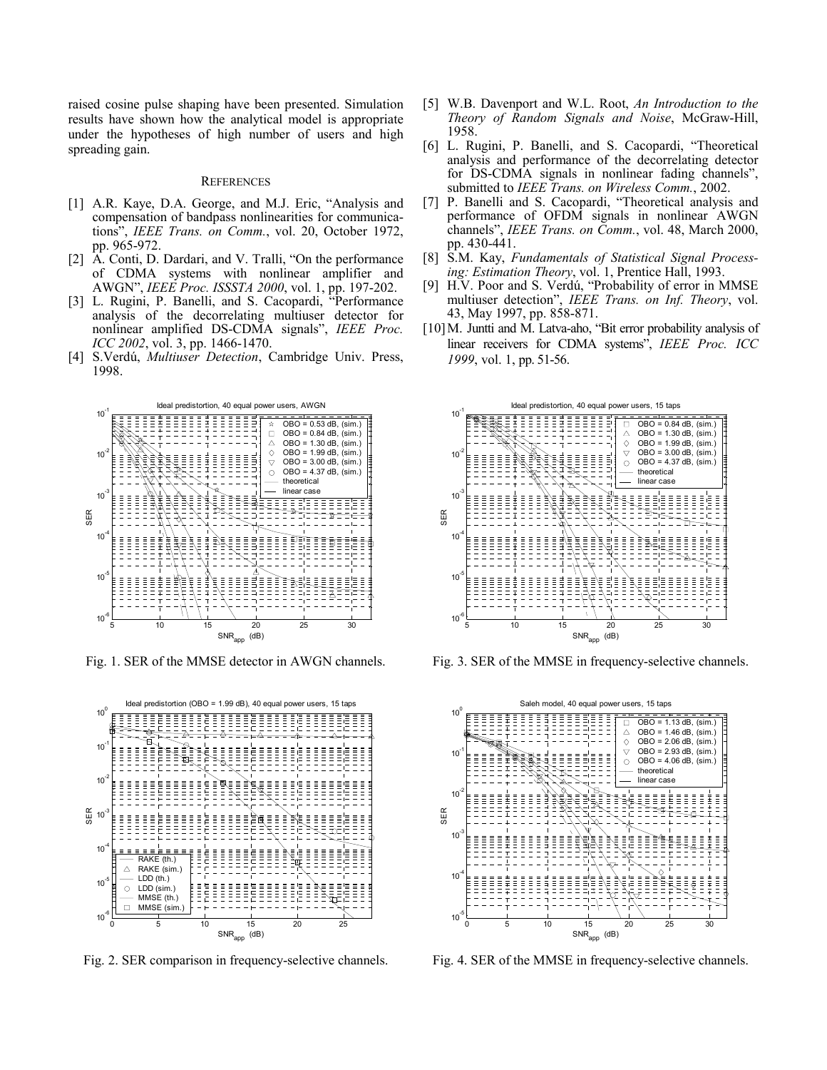raised cosine pulse shaping have been presented. Simulation results have shown how the analytical model is appropriate under the hypotheses of high number of users and high spreading gain.

## REFERENCES

[1] A.R. Kaye, D.A. George, and M.J. Eric, "Analysis and compensation of bandpass nonlinearities for communications", *IEEE Trans. on Comm.*, vol. 20, October 1972, pp. 965-972.

[2] A. Conti, D. Dardari, and V. Tralli, "On the performance of CDMA systems with nonlinear amplifier and AWGN", *IEEE Proc. ISSSTA 2000*, vol. 1, pp. 197-202.

[3] L. Rugini, P. Banelli, and S. Cacopardi, "Performance analysis of the decorrelating multiuser detector for nonlinear amplified DS-CDMA signals", *IEEE Proc. ICC 2002*, vol. 3, pp. 1466-1470.

[4] S.Verdú, *Multiuser Detection*, Cambridge Univ. Press, 1998.

[5] W.B. Davenport and W.L. Root, *An Introduction to the Theory of Random Signals and Noise*, McGraw-Hill, 1958.

[6] L. Rugini, P. Banelli, and S. Cacopardi, "Theoretical analysis and performance of the decorrelating detector for DS-CDMA signals in nonlinear fading channels", submitted to *IEEE Trans. on Wireless Comm.*, 2002.

[7] P. Banelli and S. Cacopardi, "Theoretical analysis and performance of OFDM signals in nonlinear AWGN channels", *IEEE Trans. on Comm.*, vol. 48, March 2000, pp. 430-441.

[8] S.M. Kay, *Fundamentals of Statistical Signal Processing: Estimation Theory*, vol. 1, Prentice Hall, 1993.

[9] H.V. Poor and S. Verdú, "Probability of error in MMSE multiuser detection", *IEEE Trans. on Inf. Theory*, vol. 43, May 1997, pp. 858-871.

[10] M. Juntti and M. Latva-aho, "Bit error probability analysis of linear receivers for CDMA systems", *IEEE Proc. ICC 1999*, vol. 1, pp. 51-56.

Ideal predistortion, 40 equal power users, AWGN

OBO = 0.53 dB, (sim.)
OBO = 0.84 dB, (sim.)
OBO = 1.30 dB, (sim.)
OBO = 1.99 dB, (sim.)
OBO = 3.00 dB, (sim.)
OBO = 4.37 dB, (sim.)
theoretical
linear case

SER

$10^{-1}$ $10^{-2}$ $10^{-3}$ $10^{-4}$ $10^{-5}$ $10^{-6}$

5 10 15 20 25 30

$SNR_{app}$ (dB)

Fig. 1. SER of the MMSE detector in AWGN channels.

Ideal predistortion, 40 equal power users, 15 taps

OBO = 0.84 dB, (sim.)
OBO = 1.30 dB, (sim.)
OBO = 1.99 dB, (sim.)
OBO = 3.00 dB, (sim.)
OBO = 4.37 dB, (sim.)
theoretical
linear case

SER

$10^{-1}$ $10^{-2}$ $10^{-3}$ $10^{-4}$ $10^{-5}$ $10^{-6}$

5 10 15 20 25 30

$SNR_{app}$ (dB)

Fig. 3. SER of the MMSE in frequency-selective channels.

Ideal predistortion (OBO = 1.99 dB), 40 equal power users, 15 taps

RAKE (th.)
RAKE (sim.)
LDD (th.)
LDD (sim.)
MMSE (th.)
MMSE (sim.)

SER

$10^{0}$ $10^{-1}$ $10^{-2}$ $10^{-3}$ $10^{-4}$ $10^{-5}$ $10^{-6}$

0 5 10 15 20 25

$SNR_{app}$ (dB)

Fig. 2. SER comparison in frequency-selective channels.

Saleh model, 40 equal power users, 15 taps

OBO = 1.13 dB, (sim.)
OBO = 1.46 dB, (sim.)
OBO = 2.06 dB, (sim.)
OBO = 2.93 dB, (sim.)
OBO = 4.06 dB, (sim.)
theoretical
linear case

SER

$10^{0}$ $10^{-1}$ $10^{-2}$ $10^{-3}$ $10^{-4}$ $10^{-5}$

0 5 10 15 20 25 30

$SNR_{app}$ (dB)

Fig. 4. SER of the MMSE in frequency-selective channels.